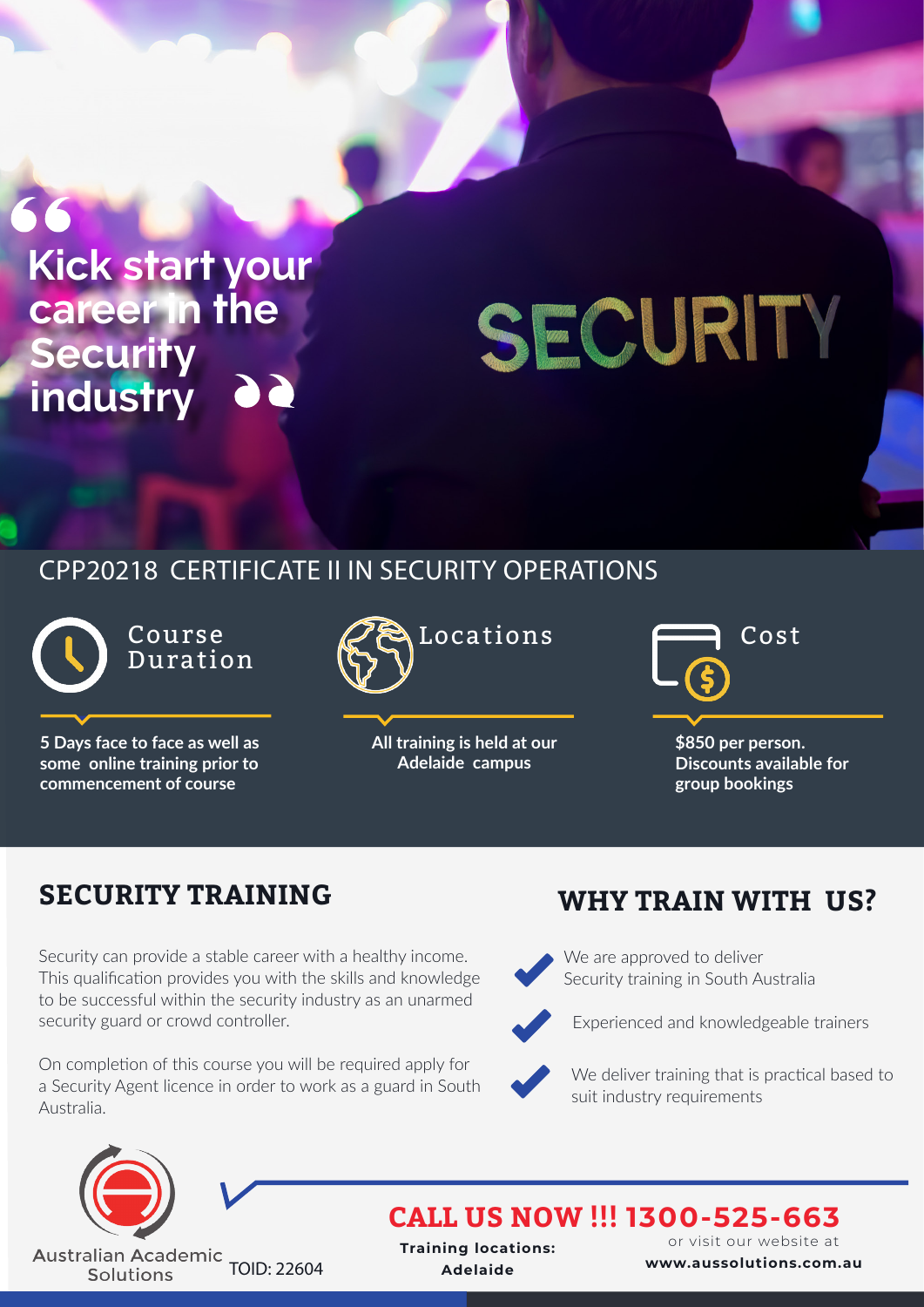# "Kick start your career in the Security industry"

SECURITY

## CPP20218 CERTIFICATE II IN SECURITY OPERATIONS

### Course Duration

**5 Days face to face as well as some online training prior to commencement of course**

### Locations

**All training is held at our Adelaide campus**

### Cost

**$850 per person. Discounts available for group bookings**

## SECURITY TRAINING

Security can provide a stable career with a healthy income. This qualification provides you with the skills and knowledge to be successful within the security industry as an unarmed security guard or crowd controller.

On completion of this course you will be required apply for a Security Agent licence in order to work as a guard in South Australia.

## WHY TRAIN WITH US?

- We are approved to deliver Security training in South Australia
- Experienced and knowledgeable trainers
- We deliver training that is practical based to suit industry requirements

Australian Academic Solutions

TOID: 22604

## CALL US NOW !!! 1300-525-663

**Training locations: Adelaide**

or visit our website at **www.aussolutions.com.au**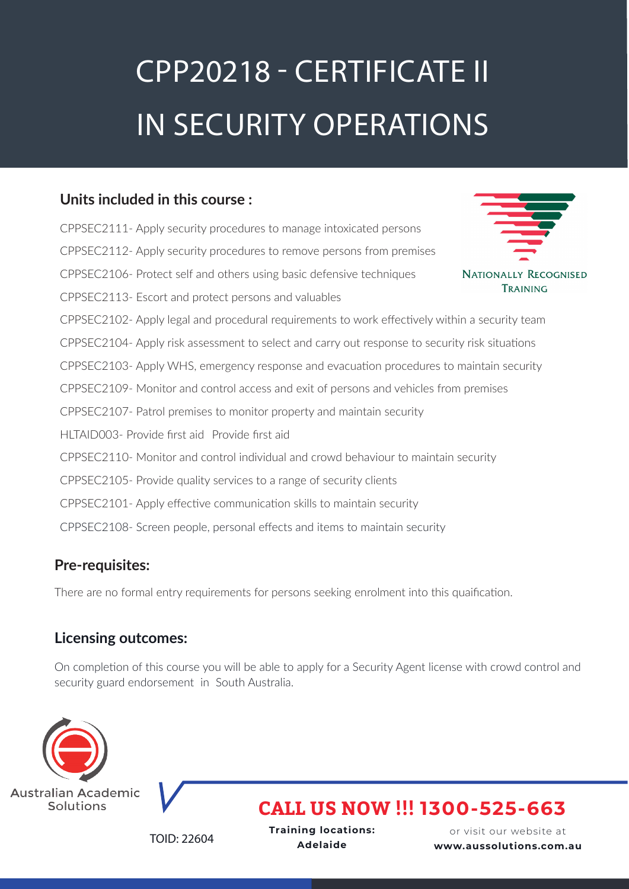# CPP20218 - CERTIFICATE II IN SECURITY OPERATIONS

## Units included in this course :

NATIONALLY RECOGNISED TRAINING

CPPSEC2111- Apply security procedures to manage intoxicated persons

CPPSEC2112- Apply security procedures to remove persons from premises

CPPSEC2106- Protect self and others using basic defensive techniques

CPPSEC2113- Escort and protect persons and valuables

CPPSEC2102- Apply legal and procedural requirements to work effectively within a security team

CPPSEC2104- Apply risk assessment to select and carry out response to security risk situations

CPPSEC2103- Apply WHS, emergency response and evacuation procedures to maintain security

CPPSEC2109- Monitor and control access and exit of persons and vehicles from premises

CPPSEC2107- Patrol premises to monitor property and maintain security

HLTAID003- Provide first aid Provide first aid

CPPSEC2110- Monitor and control individual and crowd behaviour to maintain security

CPPSEC2105- Provide quality services to a range of security clients

CPPSEC2101- Apply effective communication skills to maintain security

CPPSEC2108- Screen people, personal effects and items to maintain security

## Pre-requisites:

There are no formal entry requirements for persons seeking enrolment into this quaification.

## Licensing outcomes:

On completion of this course you will be able to apply for a Security Agent license with crowd control and security guard endorsement in South Australia.

Australian Academic Solutions

TOID: 22604

**CALL US NOW !!! 1300-525-663**

**Training locations:**
**Adelaide**

or visit our website at
**www.aussolutions.com.au**